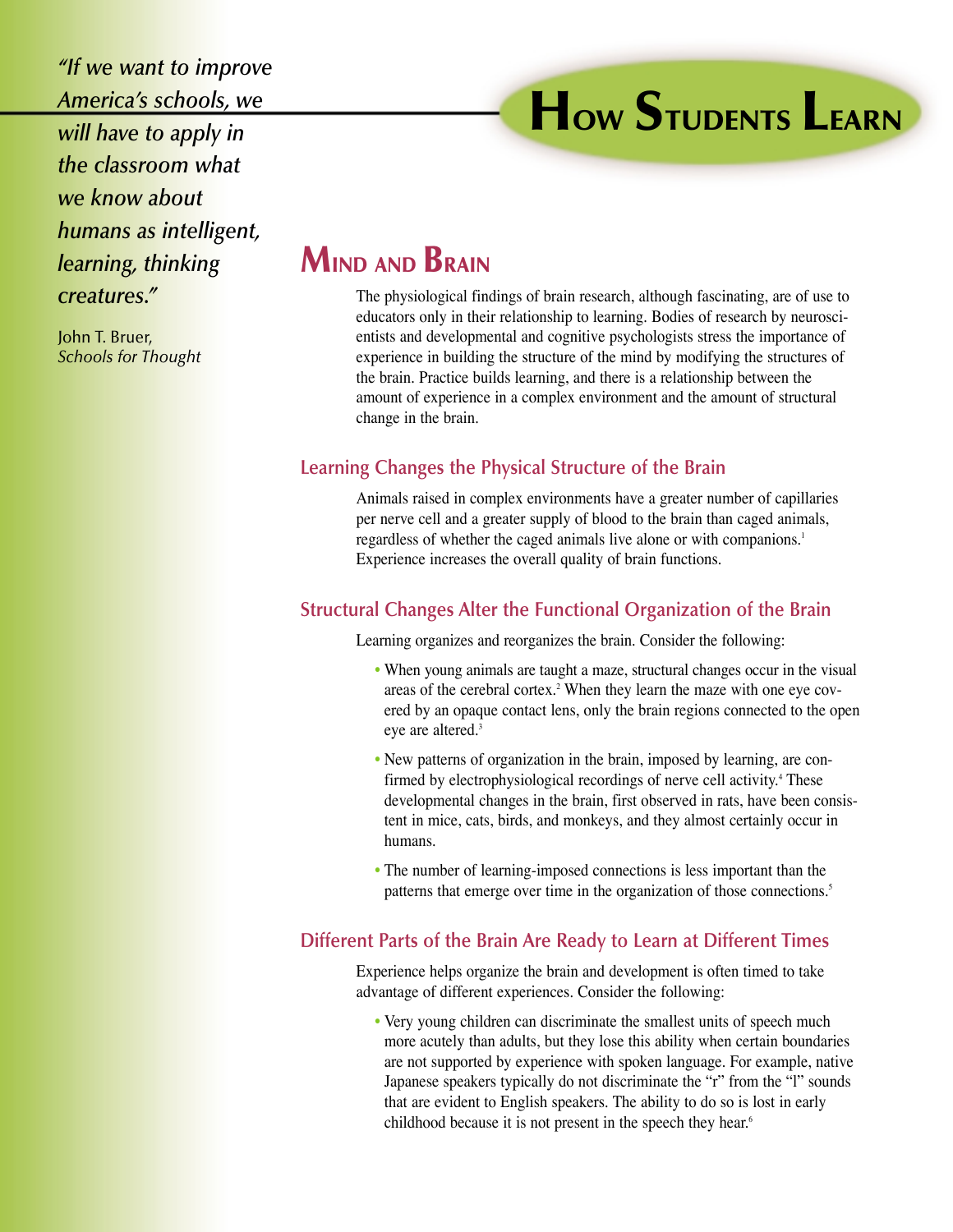# How Students Learn

> *"If we want to improve America's schools, we will have to apply in the classroom what we know about humans as intelligent, learning, thinking creatures."*
>
> John T. Bruer, *Schools for Thought*

## Mind and Brain

The physiological findings of brain research, although fascinating, are of use to educators only in their relationship to learning. Bodies of research by neuroscientists and developmental and cognitive psychologists stress the importance of experience in building the structure of the mind by modifying the structures of the brain. Practice builds learning, and there is a relationship between the amount of experience in a complex environment and the amount of structural change in the brain.

### Learning Changes the Physical Structure of the Brain

Animals raised in complex environments have a greater number of capillaries per nerve cell and a greater supply of blood to the brain than caged animals, regardless of whether the caged animals live alone or with companions.[1] Experience increases the overall quality of brain functions.

### Structural Changes Alter the Functional Organization of the Brain

Learning organizes and reorganizes the brain. Consider the following:

- When young animals are taught a maze, structural changes occur in the visual areas of the cerebral cortex.[2] When they learn the maze with one eye covered by an opaque contact lens, only the brain regions connected to the open eye are altered.[3]
- New patterns of organization in the brain, imposed by learning, are confirmed by electrophysiological recordings of nerve cell activity.[4] These developmental changes in the brain, first observed in rats, have been consistent in mice, cats, birds, and monkeys, and they almost certainly occur in humans.
- The number of learning-imposed connections is less important than the patterns that emerge over time in the organization of those connections.[5]

### Different Parts of the Brain Are Ready to Learn at Different Times

Experience helps organize the brain and development is often timed to take advantage of different experiences. Consider the following:

- Very young children can discriminate the smallest units of speech much more acutely than adults, but they lose this ability when certain boundaries are not supported by experience with spoken language. For example, native Japanese speakers typically do not discriminate the "r" from the "l" sounds that are evident to English speakers. The ability to do so is lost in early childhood because it is not present in the speech they hear.[6]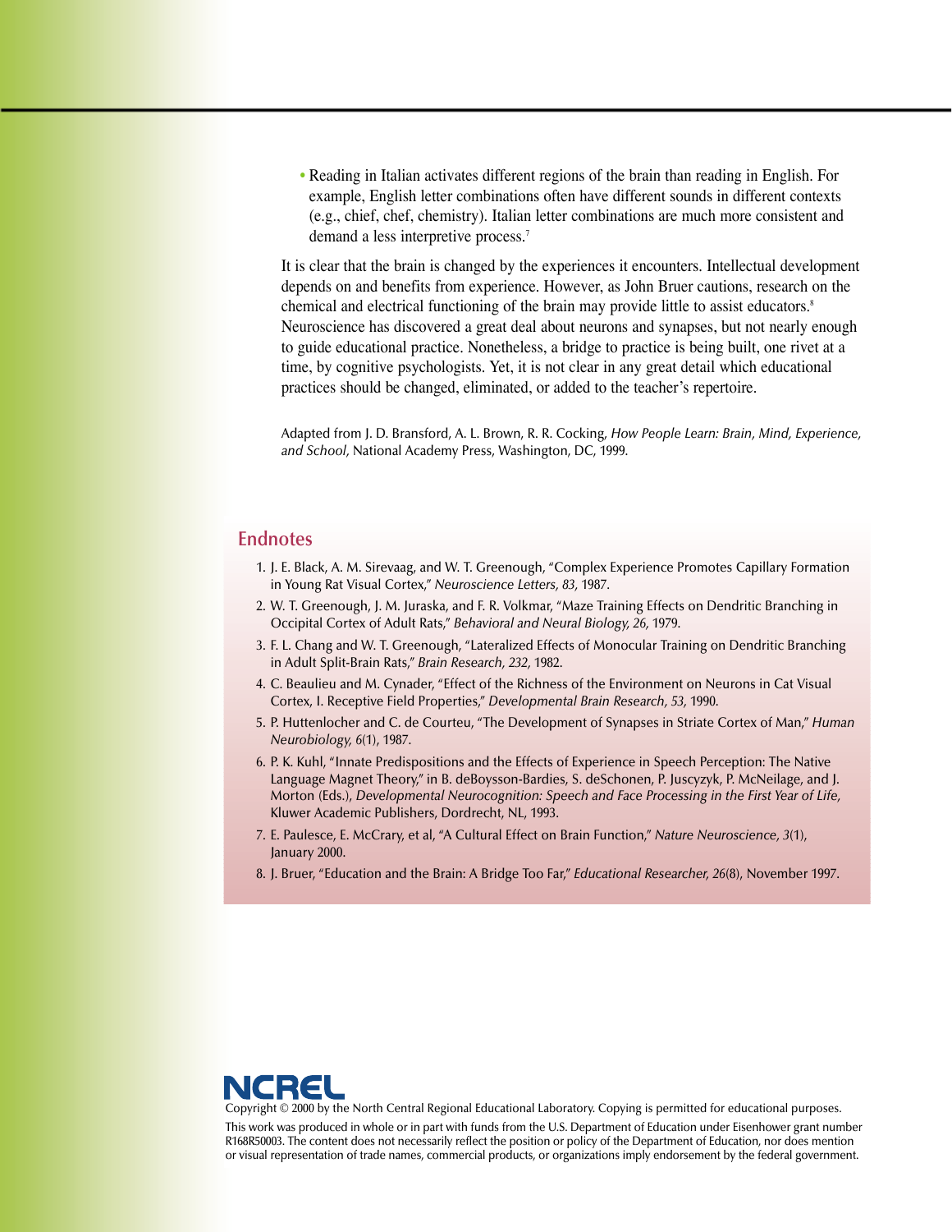- Reading in Italian activates different regions of the brain than reading in English. For example, English letter combinations often have different sounds in different contexts (e.g., chief, chef, chemistry). Italian letter combinations are much more consistent and demand a less interpretive process.[7]

It is clear that the brain is changed by the experiences it encounters. Intellectual development depends on and benefits from experience. However, as John Bruer cautions, research on the chemical and electrical functioning of the brain may provide little to assist educators.[8] Neuroscience has discovered a great deal about neurons and synapses, but not nearly enough to guide educational practice. Nonetheless, a bridge to practice is being built, one rivet at a time, by cognitive psychologists. Yet, it is not clear in any great detail which educational practices should be changed, eliminated, or added to the teacher's repertoire.

Adapted from J. D. Bransford, A. L. Brown, R. R. Cocking, *How People Learn: Brain, Mind, Experience, and School,* National Academy Press, Washington, DC, 1999.

## Endnotes

1. J. E. Black, A. M. Sirevaag, and W. T. Greenough, "Complex Experience Promotes Capillary Formation in Young Rat Visual Cortex," *Neuroscience Letters, 83,* 1987.
2. W. T. Greenough, J. M. Juraska, and F. R. Volkmar, "Maze Training Effects on Dendritic Branching in Occipital Cortex of Adult Rats," *Behavioral and Neural Biology, 26,* 1979.
3. F. L. Chang and W. T. Greenough, "Lateralized Effects of Monocular Training on Dendritic Branching in Adult Split-Brain Rats," *Brain Research, 232,* 1982.
4. C. Beaulieu and M. Cynader, "Effect of the Richness of the Environment on Neurons in Cat Visual Cortex, I. Receptive Field Properties," *Developmental Brain Research, 53,* 1990.
5. P. Huttenlocher and C. de Courteu, "The Development of Synapses in Striate Cortex of Man," *Human Neurobiology, 6*(1), 1987.
6. P. K. Kuhl, "Innate Predispositions and the Effects of Experience in Speech Perception: The Native Language Magnet Theory," in B. deBoysson-Bardies, S. deSchonen, P. Juscyzyk, P. McNeilage, and J. Morton (Eds.), *Developmental Neurocognition: Speech and Face Processing in the First Year of Life,* Kluwer Academic Publishers, Dordrecht, NL, 1993.
7. E. Paulesce, E. McCrary, et al, "A Cultural Effect on Brain Function," *Nature Neuroscience, 3*(1), January 2000.
8. J. Bruer, "Education and the Brain: A Bridge Too Far," *Educational Researcher, 26*(8), November 1997.

NCREL

Copyright © 2000 by the North Central Regional Educational Laboratory. Copying is permitted for educational purposes.

This work was produced in whole or in part with funds from the U.S. Department of Education under Eisenhower grant number R168R50003. The content does not necessarily reflect the position or policy of the Department of Education, nor does mention or visual representation of trade names, commercial products, or organizations imply endorsement by the federal government.